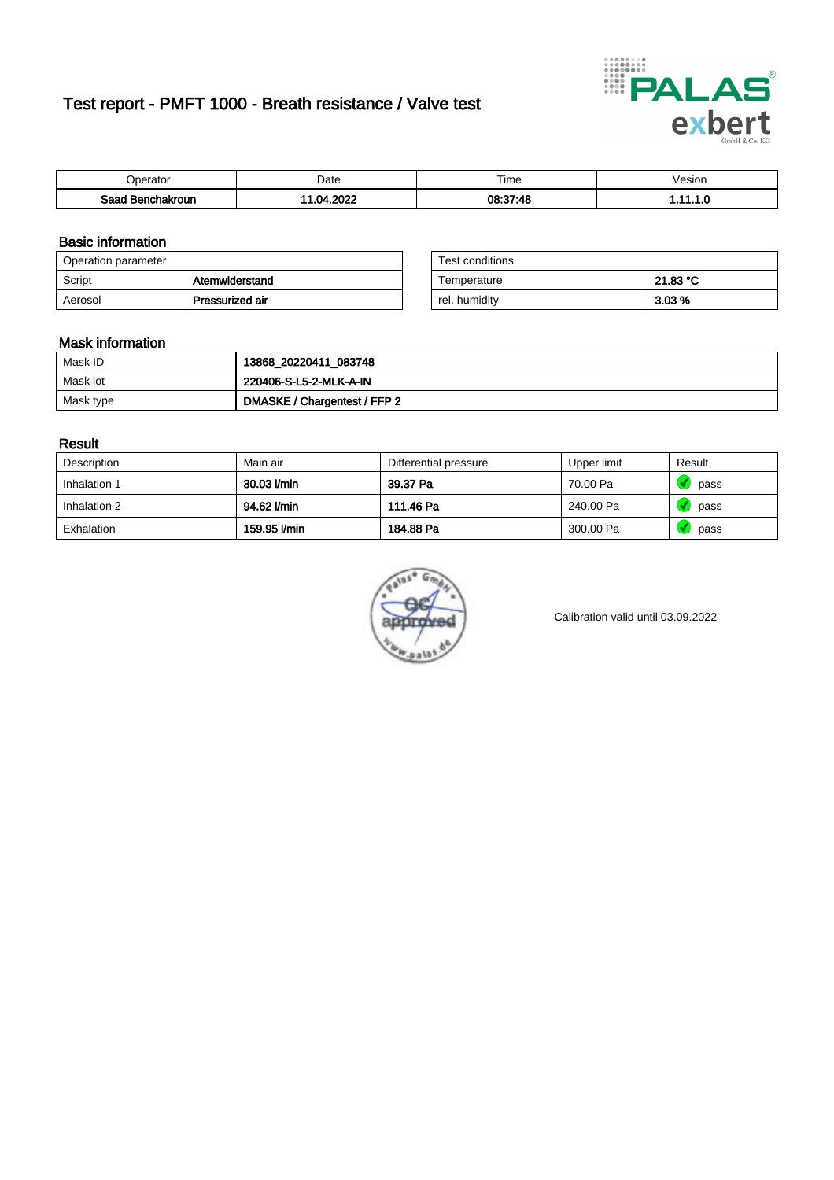# Test report - PMFT 1000 - Breath resistance / Valve test

| Operator | Date | Time | Vesion |
|---|---|---|---|
| **Saad Benchakroun** | **11.04.2022** | **08:37:48** | **1.11.1.0** |

## Basic information

| Operation parameter | |
|---|---|
| Script | **Atemwiderstand** |
| Aerosol | **Pressurized air** |

| Test conditions | |
|---|---|
| Temperature | **21.83 °C** |
| rel. humidity | **3.03 %** |

## Mask information

| | |
|---|---|
| Mask ID | **13868_20220411_083748** |
| Mask lot | **220406-S-L5-2-MLK-A-IN** |
| Mask type | **DMASKE / Chargentest / FFP 2** |

## Result

| Description | Main air | Differential pressure | Upper limit | Result |
|---|---|---|---|---|
| Inhalation 1 | **30.03 l/min** | **39.37 Pa** | 70.00 Pa | pass |
| Inhalation 2 | **94.62 l/min** | **111.46 Pa** | 240.00 Pa | pass |
| Exhalation | **159.95 l/min** | **184.88 Pa** | 300.00 Pa | pass |

Calibration valid until 03.09.2022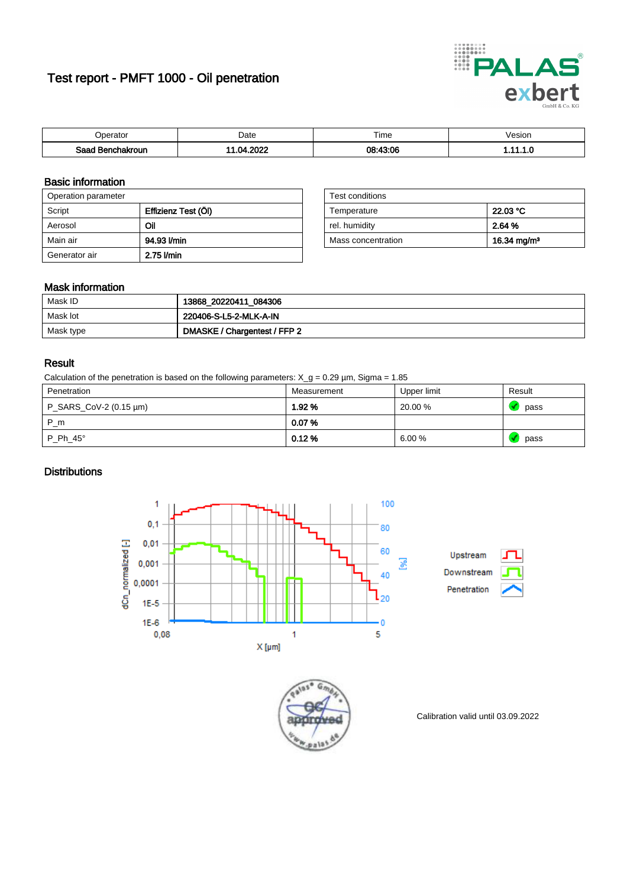# Test report - PMFT 1000 - Oil penetration

| Operator | Date | Time | Vesion |
|---|---|---|---|
| **Saad Benchakroun** | **11.04.2022** | **08:43:06** | **1.11.1.0** |

## Basic information

| Operation parameter | |
|---|---|
| Script | **Effizienz Test (Öl)** |
| Aerosol | **Oil** |
| Main air | **94.93 l/min** |
| Generator air | **2.75 l/min** |

| Test conditions | |
|---|---|
| Temperature | **22.03 °C** |
| rel. humidity | **2.64 %** |
| Mass concentration | **16.34 mg/m³** |

## Mask information

| | |
|---|---|
| Mask ID | **13868_20220411_084306** |
| Mask lot | **220406-S-L5-2-MLK-A-IN** |
| Mask type | **DMASKE / Chargentest / FFP 2** |

## Result

Calculation of the penetration is based on the following parameters: X_g = 0.29 µm, Sigma = 1.85

| Penetration | Measurement | Upper limit | Result |
|---|---|---|---|
| P_SARS_CoV-2 (0.15 µm) | **1.92 %** | 20.00 % | pass |
| P_m | **0.07 %** | | |
| P_Ph_45° | **0.12 %** | 6.00 % | pass |

## Distributions

dCn_normalized [-]
1
0,1
0,01
0,001
0,0001
1E-5
1E-6
0,08
1
5
X [µm]
[%]
100
80
60
40
20
0
Upstream
Downstream
Penetration

Calibration valid until 03.09.2022